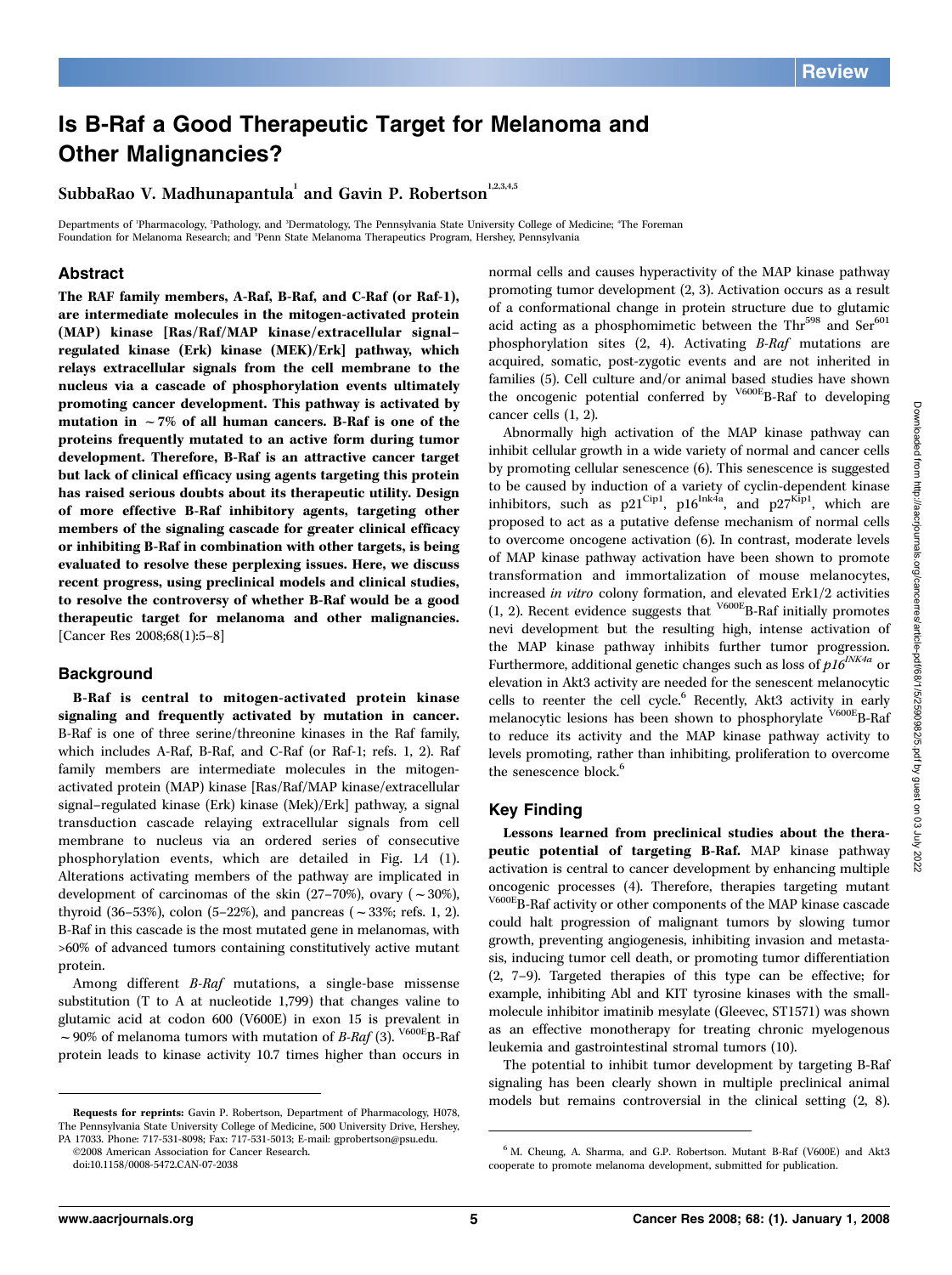Review

# Is B-Raf a Good Therapeutic Target for Melanoma and Other Malignancies?

SubbaRao V. Madhunapantula[1] and Gavin P. Robertson[1,2,3,4,5]

Departments of [1]Pharmacology, [2]Pathology, and [3]Dermatology, The Pennsylvania State University College of Medicine; [4]The Foreman Foundation for Melanoma Research; and [5]Penn State Melanoma Therapeutics Program, Hershey, Pennsylvania

## Abstract

**The RAF family members, A-Raf, B-Raf, and C-Raf (or Raf-1), are intermediate molecules in the mitogen-activated protein (MAP) kinase [Ras/Raf/MAP kinase/extracellular signal–regulated kinase (Erk) kinase (MEK)/Erk] pathway, which relays extracellular signals from the cell membrane to the nucleus via a cascade of phosphorylation events ultimately promoting cancer development. This pathway is activated by mutation in ~7% of all human cancers. B-Raf is one of the proteins frequently mutated to an active form during tumor development. Therefore, B-Raf is an attractive cancer target but lack of clinical efficacy using agents targeting this protein has raised serious doubts about its therapeutic utility. Design of more effective B-Raf inhibitory agents, targeting other members of the signaling cascade for greater clinical efficacy or inhibiting B-Raf in combination with other targets, is being evaluated to resolve these perplexing issues. Here, we discuss recent progress, using preclinical models and clinical studies, to resolve the controversy of whether B-Raf would be a good therapeutic target for melanoma and other malignancies.** [Cancer Res 2008;68(1):5–8]

## Background

**B-Raf is central to mitogen-activated protein kinase signaling and frequently activated by mutation in cancer.** B-Raf is one of three serine/threonine kinases in the Raf family, which includes A-Raf, B-Raf, and C-Raf (or Raf-1; refs. 1, 2). Raf family members are intermediate molecules in the mitogen-activated protein (MAP) kinase [Ras/Raf/MAP kinase/extracellular signal–regulated kinase (Erk) kinase (Mek)/Erk] pathway, a signal transduction cascade relaying extracellular signals from cell membrane to nucleus via an ordered series of consecutive phosphorylation events, which are detailed in Fig. 1*A* (1). Alterations activating members of the pathway are implicated in development of carcinomas of the skin (27–70%), ovary (~30%), thyroid (36–53%), colon (5–22%), and pancreas (~33%; refs. 1, 2). B-Raf in this cascade is the most mutated gene in melanomas, with >60% of advanced tumors containing constitutively active mutant protein.

Among different *B-Raf* mutations, a single-base missense substitution (T to A at nucleotide 1,799) that changes valine to glutamic acid at codon 600 (V600E) in exon 15 is prevalent in ~90% of melanoma tumors with mutation of *B-Raf* (3). $^{V600E}$B-Raf protein leads to kinase activity 10.7 times higher than occurs in normal cells and causes hyperactivity of the MAP kinase pathway promoting tumor development (2, 3). Activation occurs as a result of a conformational change in protein structure due to glutamic acid acting as a phosphomimetic between the $Thr^{598}$ and $Ser^{601}$ phosphorylation sites (2, 4). Activating *B-Raf* mutations are acquired, somatic, post-zygotic events and are not inherited in families (5). Cell culture and/or animal based studies have shown the oncogenic potential conferred by $^{V600E}$B-Raf to developing cancer cells (1, 2).

Abnormally high activation of the MAP kinase pathway can inhibit cellular growth in a wide variety of normal and cancer cells by promoting cellular senescence (6). This senescence is suggested to be caused by induction of a variety of cyclin-dependent kinase inhibitors, such as $p21^{Cip1}$, $p16^{Ink4a}$, and $p27^{Kip1}$, which are proposed to act as a putative defense mechanism of normal cells to overcome oncogene activation (6). In contrast, moderate levels of MAP kinase pathway activation have been shown to promote transformation and immortalization of mouse melanocytes, increased *in vitro* colony formation, and elevated Erk1/2 activities (1, 2). Recent evidence suggests that $^{V600E}$B-Raf initially promotes nevi development but the resulting high, intense activation of the MAP kinase pathway inhibits further tumor progression. Furthermore, additional genetic changes such as loss of $p16^{INK4a}$ or elevation in Akt3 activity are needed for the senescent melanocytic cells to reenter the cell cycle.[6] Recently, Akt3 activity in early melanocytic lesions has been shown to phosphorylate $^{V600E}$B-Raf to reduce its activity and the MAP kinase pathway activity to levels promoting, rather than inhibiting, proliferation to overcome the senescence block.[6]

## Key Finding

**Lessons learned from preclinical studies about the therapeutic potential of targeting B-Raf.** MAP kinase pathway activation is central to cancer development by enhancing multiple oncogenic processes (4). Therefore, therapies targeting mutant $^{V600E}$B-Raf activity or other components of the MAP kinase cascade could halt progression of malignant tumors by slowing tumor growth, preventing angiogenesis, inhibiting invasion and metastasis, inducing tumor cell death, or promoting tumor differentiation (2, 7–9). Targeted therapies of this type can be effective; for example, inhibiting Abl and KIT tyrosine kinases with the small-molecule inhibitor imatinib mesylate (Gleevec, ST1571) was shown as an effective monotherapy for treating chronic myelogenous leukemia and gastrointestinal stromal tumors (10).

The potential to inhibit tumor development by targeting B-Raf signaling has been clearly shown in multiple preclinical animal models but remains controversial in the clinical setting (2, 8).

---

**Requests for reprints:** Gavin P. Robertson, Department of Pharmacology, H078, The Pennsylvania State University College of Medicine, 500 University Drive, Hershey, PA 17033. Phone: 717-531-8098; Fax: 717-531-5013; E-mail: gprobertson@psu.edu.
©2008 American Association for Cancer Research.
doi:10.1158/0008-5472.CAN-07-2038

[6] M. Cheung, A. Sharma, and G.P. Robertson. Mutant B-Raf (V600E) and Akt3 cooperate to promote melanoma development, submitted for publication.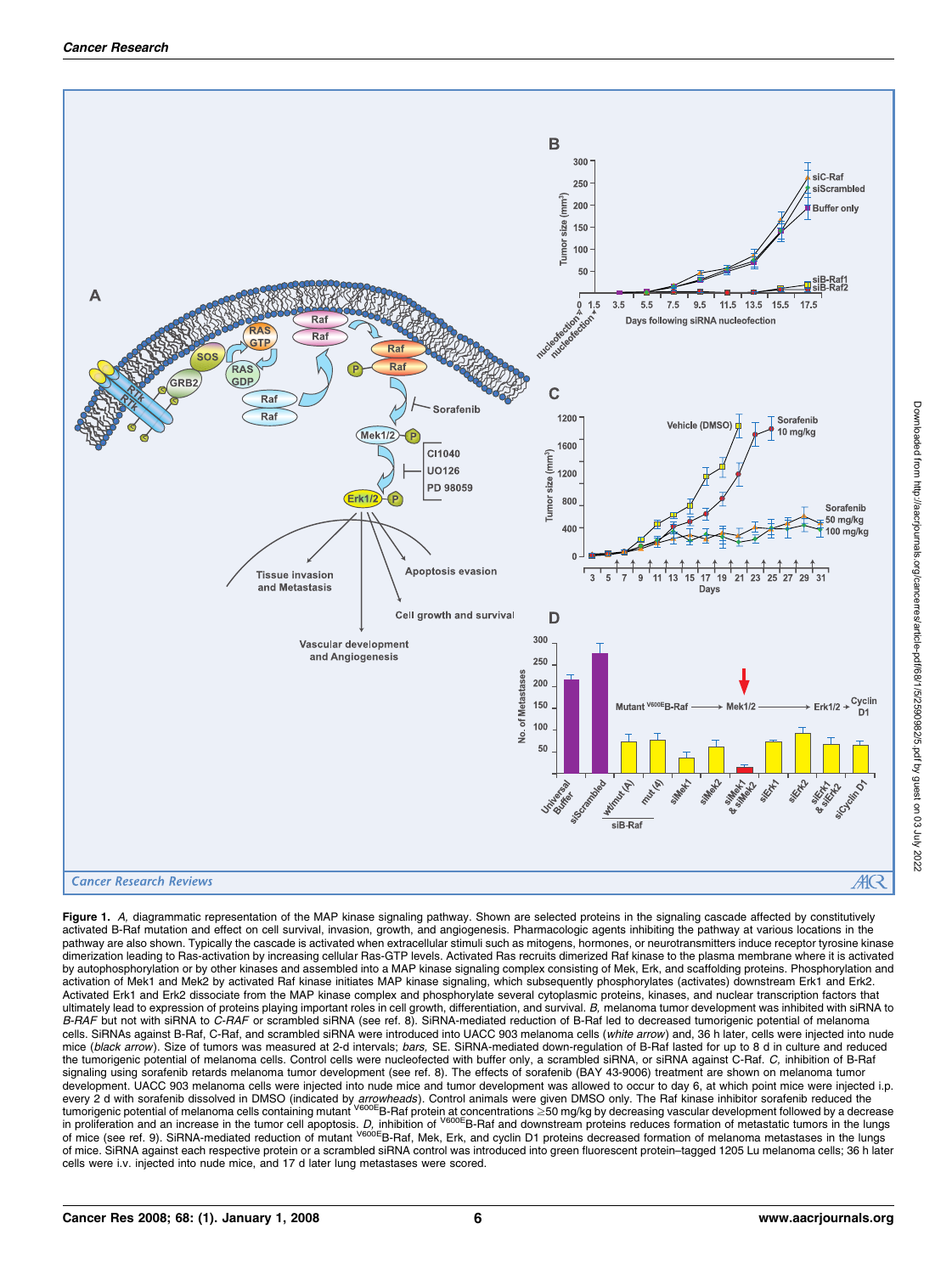**Figure 1.** *A,* diagrammatic representation of the MAP kinase signaling pathway. Shown are selected proteins in the signaling cascade affected by constitutively activated B-Raf mutation and effect on cell survival, invasion, growth, and angiogenesis. Pharmacologic agents inhibiting the pathway at various locations in the pathway are also shown. Typically the cascade is activated when extracellular stimuli such as mitogens, hormones, or neurotransmitters induce receptor tyrosine kinase dimerization leading to Ras-activation by increasing cellular Ras-GTP levels. Activated Ras recruits dimerized Raf kinase to the plasma membrane where it is activated by autophosphorylation or by other kinases and assembled into a MAP kinase signaling complex consisting of Mek, Erk, and scaffolding proteins. Phosphorylation and activation of Mek1 and Mek2 by activated Raf kinase initiates MAP kinase signaling, which subsequently phosphorylates (activates) downstream Erk1 and Erk2. Activated Erk1 and Erk2 dissociate from the MAP kinase complex and phosphorylate several cytoplasmic proteins, kinases, and nuclear transcription factors that ultimately lead to expression of proteins playing important roles in cell growth, differentiation, and survival. *B,* melanoma tumor development was inhibited with siRNA to *B-RAF* but not with siRNA to *C-RAF* or scrambled siRNA (see ref. 8). SiRNA-mediated reduction of B-Raf led to decreased tumorigenic potential of melanoma cells. SiRNAs against B-Raf, C-Raf, and scrambled siRNA were introduced into UACC 903 melanoma cells (*white arrow*) and, 36 h later, cells were injected into nude mice (*black arrow*). Size of tumors was measured at 2-d intervals; *bars,* SE. SiRNA-mediated down-regulation of B-Raf lasted for up to 8 d in culture and reduced the tumorigenic potential of melanoma cells. Control cells were nucleofected with buffer only, a scrambled siRNA, or siRNA against C-Raf. *C,* inhibition of B-Raf signaling using sorafenib retards melanoma tumor development (see ref. 8). The effects of sorafenib (BAY 43-9006) treatment are shown on melanoma tumor development. UACC 903 melanoma cells were injected into nude mice and tumor development was allowed to occur to day 6, at which point mice were injected i.p. every 2 d with sorafenib dissolved in DMSO (indicated by *arrowheads*). Control animals were given DMSO only. The Raf kinase inhibitor sorafenib reduced the tumorigenic potential of melanoma cells containing mutant $^{V600E}$B-Raf protein at concentrations ≥50 mg/kg by decreasing vascular development followed by a decrease in proliferation and an increase in the tumor cell apoptosis. *D,* inhibition of $^{V600E}$B-Raf and downstream proteins reduces formation of metastatic tumors in the lungs of mice (see ref. 9). SiRNA-mediated reduction of mutant $^{V600E}$B-Raf, Mek, Erk, and cyclin D1 proteins decreased formation of melanoma metastases in the lungs of mice. SiRNA against each respective protein or a scrambled siRNA control was introduced into green fluorescent protein–tagged 1205 Lu melanoma cells; 36 h later cells were i.v. injected into nude mice, and 17 d later lung metastases were scored.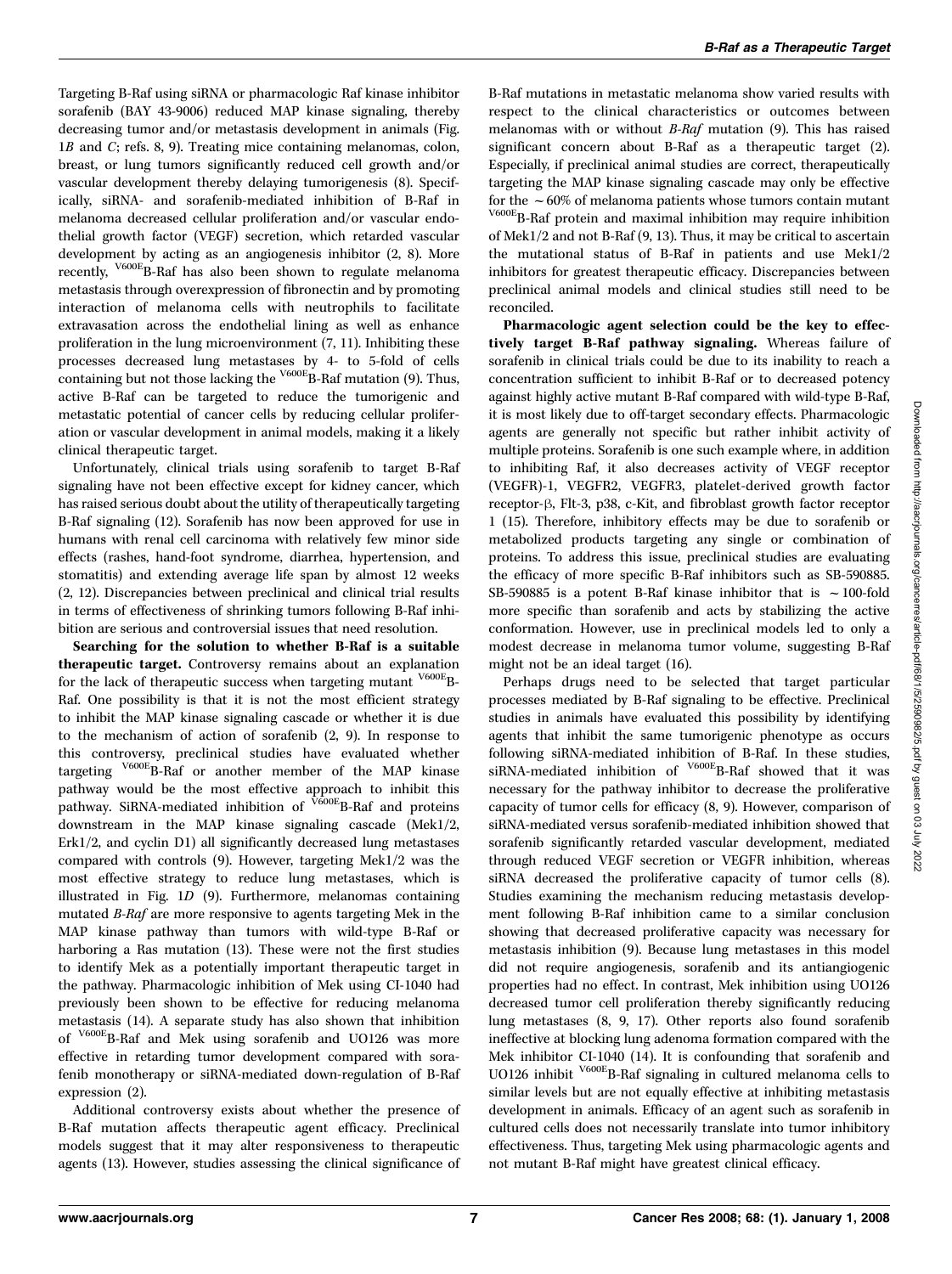Targeting B-Raf using siRNA or pharmacologic Raf kinase inhibitor sorafenib (BAY 43-9006) reduced MAP kinase signaling, thereby decreasing tumor and/or metastasis development in animals (Fig. 1*B* and *C*; refs. 8, 9). Treating mice containing melanomas, colon, breast, or lung tumors significantly reduced cell growth and/or vascular development thereby delaying tumorigenesis (8). Specifically, siRNA- and sorafenib-mediated inhibition of B-Raf in melanoma decreased cellular proliferation and/or vascular endothelial growth factor (VEGF) secretion, which retarded vascular development by acting as an angiogenesis inhibitor (2, 8). More recently, $^{V600E}$B-Raf has also been shown to regulate melanoma metastasis through overexpression of fibronectin and by promoting interaction of melanoma cells with neutrophils to facilitate extravasation across the endothelial lining as well as enhance proliferation in the lung microenvironment (7, 11). Inhibiting these processes decreased lung metastases by 4- to 5-fold of cells containing but not those lacking the $^{V600E}$B-Raf mutation (9). Thus, active B-Raf can be targeted to reduce the tumorigenic and metastatic potential of cancer cells by reducing cellular proliferation or vascular development in animal models, making it a likely clinical therapeutic target.

Unfortunately, clinical trials using sorafenib to target B-Raf signaling have not been effective except for kidney cancer, which has raised serious doubt about the utility of therapeutically targeting B-Raf signaling (12). Sorafenib has now been approved for use in humans with renal cell carcinoma with relatively few minor side effects (rashes, hand-foot syndrome, diarrhea, hypertension, and stomatitis) and extending average life span by almost 12 weeks (2, 12). Discrepancies between preclinical and clinical trial results in terms of effectiveness of shrinking tumors following B-Raf inhibition are serious and controversial issues that need resolution.

**Searching for the solution to whether B-Raf is a suitable therapeutic target.** Controversy remains about an explanation for the lack of therapeutic success when targeting mutant $^{V600E}$B-Raf. One possibility is that it is not the most efficient strategy to inhibit the MAP kinase signaling cascade or whether it is due to the mechanism of action of sorafenib (2, 9). In response to this controversy, preclinical studies have evaluated whether targeting $^{V600E}$B-Raf or another member of the MAP kinase pathway would be the most effective approach to inhibit this pathway. SiRNA-mediated inhibition of $^{V600E}$B-Raf and proteins downstream in the MAP kinase signaling cascade (Mek1/2, Erk1/2, and cyclin D1) all significantly decreased lung metastases compared with controls (9). However, targeting Mek1/2 was the most effective strategy to reduce lung metastases, which is illustrated in Fig. 1*D* (9). Furthermore, melanomas containing mutated *B-Raf* are more responsive to agents targeting Mek in the MAP kinase pathway than tumors with wild-type B-Raf or harboring a Ras mutation (13). These were not the first studies to identify Mek as a potentially important therapeutic target in the pathway. Pharmacologic inhibition of Mek using CI-1040 had previously been shown to be effective for reducing melanoma metastasis (14). A separate study has also shown that inhibition of $^{V600E}$B-Raf and Mek using sorafenib and UO126 was more effective in retarding tumor development compared with sorafenib monotherapy or siRNA-mediated down-regulation of B-Raf expression (2).

Additional controversy exists about whether the presence of B-Raf mutation affects therapeutic agent efficacy. Preclinical models suggest that it may alter responsiveness to therapeutic agents (13). However, studies assessing the clinical significance of B-Raf mutations in metastatic melanoma show varied results with respect to the clinical characteristics or outcomes between melanomas with or without *B-Raf* mutation (9). This has raised significant concern about B-Raf as a therapeutic target (2). Especially, if preclinical animal studies are correct, therapeutically targeting the MAP kinase signaling cascade may only be effective for the ~60% of melanoma patients whose tumors contain mutant $^{V600E}$B-Raf protein and maximal inhibition may require inhibition of Mek1/2 and not B-Raf (9, 13). Thus, it may be critical to ascertain the mutational status of B-Raf in patients and use Mek1/2 inhibitors for greatest therapeutic efficacy. Discrepancies between preclinical animal models and clinical studies still need to be reconciled.

**Pharmacologic agent selection could be the key to effectively target B-Raf pathway signaling.** Whereas failure of sorafenib in clinical trials could be due to its inability to reach a concentration sufficient to inhibit B-Raf or to decreased potency against highly active mutant B-Raf compared with wild-type B-Raf, it is most likely due to off-target secondary effects. Pharmacologic agents are generally not specific but rather inhibit activity of multiple proteins. Sorafenib is one such example where, in addition to inhibiting Raf, it also decreases activity of VEGF receptor (VEGFR)-1, VEGFR2, VEGFR3, platelet-derived growth factor receptor-β, Flt-3, p38, c-Kit, and fibroblast growth factor receptor 1 (15). Therefore, inhibitory effects may be due to sorafenib or metabolized products targeting any single or combination of proteins. To address this issue, preclinical studies are evaluating the efficacy of more specific B-Raf inhibitors such as SB-590885. SB-590885 is a potent B-Raf kinase inhibitor that is ~100-fold more specific than sorafenib and acts by stabilizing the active conformation. However, use in preclinical models led to only a modest decrease in melanoma tumor volume, suggesting B-Raf might not be an ideal target (16).

Perhaps drugs need to be selected that target particular processes mediated by B-Raf signaling to be effective. Preclinical studies in animals have evaluated this possibility by identifying agents that inhibit the same tumorigenic phenotype as occurs following siRNA-mediated inhibition of B-Raf. In these studies, siRNA-mediated inhibition of $^{V600E}$B-Raf showed that it was necessary for the pathway inhibitor to decrease the proliferative capacity of tumor cells for efficacy (8, 9). However, comparison of siRNA-mediated versus sorafenib-mediated inhibition showed that sorafenib significantly retarded vascular development, mediated through reduced VEGF secretion or VEGFR inhibition, whereas siRNA decreased the proliferative capacity of tumor cells (8). Studies examining the mechanism reducing metastasis development following B-Raf inhibition came to a similar conclusion showing that decreased proliferative capacity was necessary for metastasis inhibition (9). Because lung metastases in this model did not require angiogenesis, sorafenib and its antiangiogenic properties had no effect. In contrast, Mek inhibition using UO126 decreased tumor cell proliferation thereby significantly reducing lung metastases (8, 9, 17). Other reports also found sorafenib ineffective at blocking lung adenoma formation compared with the Mek inhibitor CI-1040 (14). It is confounding that sorafenib and UO126 inhibit $^{V600E}$B-Raf signaling in cultured melanoma cells to similar levels but are not equally effective at inhibiting metastasis development in animals. Efficacy of an agent such as sorafenib in cultured cells does not necessarily translate into tumor inhibitory effectiveness. Thus, targeting Mek using pharmacologic agents and not mutant B-Raf might have greatest clinical efficacy.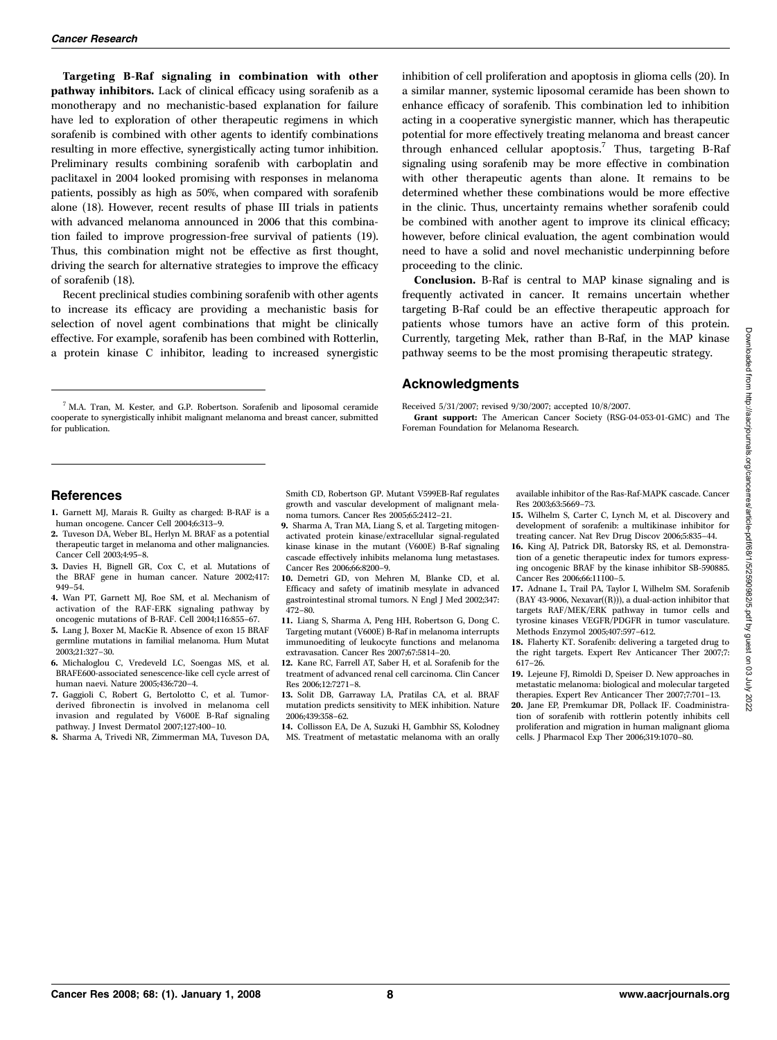**Targeting B-Raf signaling in combination with other pathway inhibitors.** Lack of clinical efficacy using sorafenib as a monotherapy and no mechanistic-based explanation for failure have led to exploration of other therapeutic regimens in which sorafenib is combined with other agents to identify combinations resulting in more effective, synergistically acting tumor inhibition. Preliminary results combining sorafenib with carboplatin and paclitaxel in 2004 looked promising with responses in melanoma patients, possibly as high as 50%, when compared with sorafenib alone (18). However, recent results of phase III trials in patients with advanced melanoma announced in 2006 that this combination failed to improve progression-free survival of patients (19). Thus, this combination might not be effective as first thought, driving the search for alternative strategies to improve the efficacy of sorafenib (18).

Recent preclinical studies combining sorafenib with other agents to increase its efficacy are providing a mechanistic basis for selection of novel agent combinations that might be clinically effective. For example, sorafenib has been combined with Rotterlin, a protein kinase C inhibitor, leading to increased synergistic inhibition of cell proliferation and apoptosis in glioma cells (20). In a similar manner, systemic liposomal ceramide has been shown to enhance efficacy of sorafenib. This combination led to inhibition acting in a cooperative synergistic manner, which has therapeutic potential for more effectively treating melanoma and breast cancer through enhanced cellular apoptosis.[7] Thus, targeting B-Raf signaling using sorafenib may be more effective in combination with other therapeutic agents than alone. It remains to be determined whether these combinations would be more effective in the clinic. Thus, uncertainty remains whether sorafenib could be combined with another agent to improve its clinical efficacy; however, before clinical evaluation, the agent combination would need to have a solid and novel mechanistic underpinning before proceeding to the clinic.

**Conclusion.** B-Raf is central to MAP kinase signaling and is frequently activated in cancer. It remains uncertain whether targeting B-Raf could be an effective therapeutic approach for patients whose tumors have an active form of this protein. Currently, targeting Mek, rather than B-Raf, in the MAP kinase pathway seems to be the most promising therapeutic strategy.

[7] M.A. Tran, M. Kester, and G.P. Robertson. Sorafenib and liposomal ceramide cooperate to synergistically inhibit malignant melanoma and breast cancer, submitted for publication.

## Acknowledgments

Received 5/31/2007; revised 9/30/2007; accepted 10/8/2007.

**Grant support:** The American Cancer Society (RSG-04-053-01-GMC) and The Foreman Foundation for Melanoma Research.

## References

1. Garnett MJ, Marais R. Guilty as charged: B-RAF is a human oncogene. Cancer Cell 2004;6:313–9.
2. Tuveson DA, Weber BL, Herlyn M. BRAF as a potential therapeutic target in melanoma and other malignancies. Cancer Cell 2003;4:95–8.
3. Davies H, Bignell GR, Cox C, et al. Mutations of the BRAF gene in human cancer. Nature 2002;417: 949–54.
4. Wan PT, Garnett MJ, Roe SM, et al. Mechanism of activation of the RAF-ERK signaling pathway by oncogenic mutations of B-RAF. Cell 2004;116:855–67.
5. Lang J, Boxer M, MacKie R. Absence of exon 15 BRAF germline mutations in familial melanoma. Hum Mutat 2003;21:327–30.
6. Michaloglou C, Vredeveld LC, Soengas MS, et al. BRAFE600-associated senescence-like cell cycle arrest of human naevi. Nature 2005;436:720–4.
7. Gaggioli C, Robert G, Bertolotto C, et al. Tumor-derived fibronectin is involved in melanoma cell invasion and regulated by V600E B-Raf signaling pathway. J Invest Dermatol 2007;127:400–10.
8. Sharma A, Trivedi NR, Zimmerman MA, Tuveson DA, Smith CD, Robertson GP. Mutant V599EB-Raf regulates growth and vascular development of malignant melanoma tumors. Cancer Res 2005;65:2412–21.
9. Sharma A, Tran MA, Liang S, et al. Targeting mitogen-activated protein kinase/extracellular signal-regulated kinase kinase in the mutant (V600E) B-Raf signaling cascade effectively inhibits melanoma lung metastases. Cancer Res 2006;66:8200–9.
10. Demetri GD, von Mehren M, Blanke CD, et al. Efficacy and safety of imatinib mesylate in advanced gastrointestinal stromal tumors. N Engl J Med 2002;347: 472–80.
11. Liang S, Sharma A, Peng HH, Robertson G, Dong C. Targeting mutant (V600E) B-Raf in melanoma interrupts immunoediting of leukocyte functions and melanoma extravasation. Cancer Res 2007;67:5814–20.
12. Kane RC, Farrell AT, Saber H, et al. Sorafenib for the treatment of advanced renal cell carcinoma. Clin Cancer Res 2006;12:7271–8.
13. Solit DB, Garraway LA, Pratilas CA, et al. BRAF mutation predicts sensitivity to MEK inhibition. Nature 2006;439:358–62.
14. Collisson EA, De A, Suzuki H, Gambhir SS, Kolodney MS. Treatment of metastatic melanoma with an orally available inhibitor of the Ras-Raf-MAPK cascade. Cancer Res 2003;63:5669–73.
15. Wilhelm S, Carter C, Lynch M, et al. Discovery and development of sorafenib: a multikinase inhibitor for treating cancer. Nat Rev Drug Discov 2006;5:835–44.
16. King AJ, Patrick DR, Batorsky RS, et al. Demonstration of a genetic therapeutic index for tumors expressing oncogenic BRAF by the kinase inhibitor SB-590885. Cancer Res 2006;66:11100–5.
17. Adnane L, Trail PA, Taylor I, Wilhelm SM. Sorafenib (BAY 43-9006, Nexavar((R))), a dual-action inhibitor that targets RAF/MEK/ERK pathway in tumor cells and tyrosine kinases VEGFR/PDGFR in tumor vasculature. Methods Enzymol 2005;407:597–612.
18. Flaherty KT. Sorafenib: delivering a targeted drug to the right targets. Expert Rev Anticancer Ther 2007;7: 617–26.
19. Lejeune FJ, Rimoldi D, Speiser D. New approaches in metastatic melanoma: biological and molecular targeted therapies. Expert Rev Anticancer Ther 2007;7:701–13.
20. Jane EP, Premkumar DR, Pollack IF. Coadministration of sorafenib with rottlerin potently inhibits cell proliferation and migration in human malignant glioma cells. J Pharmacol Exp Ther 2006;319:1070–80.